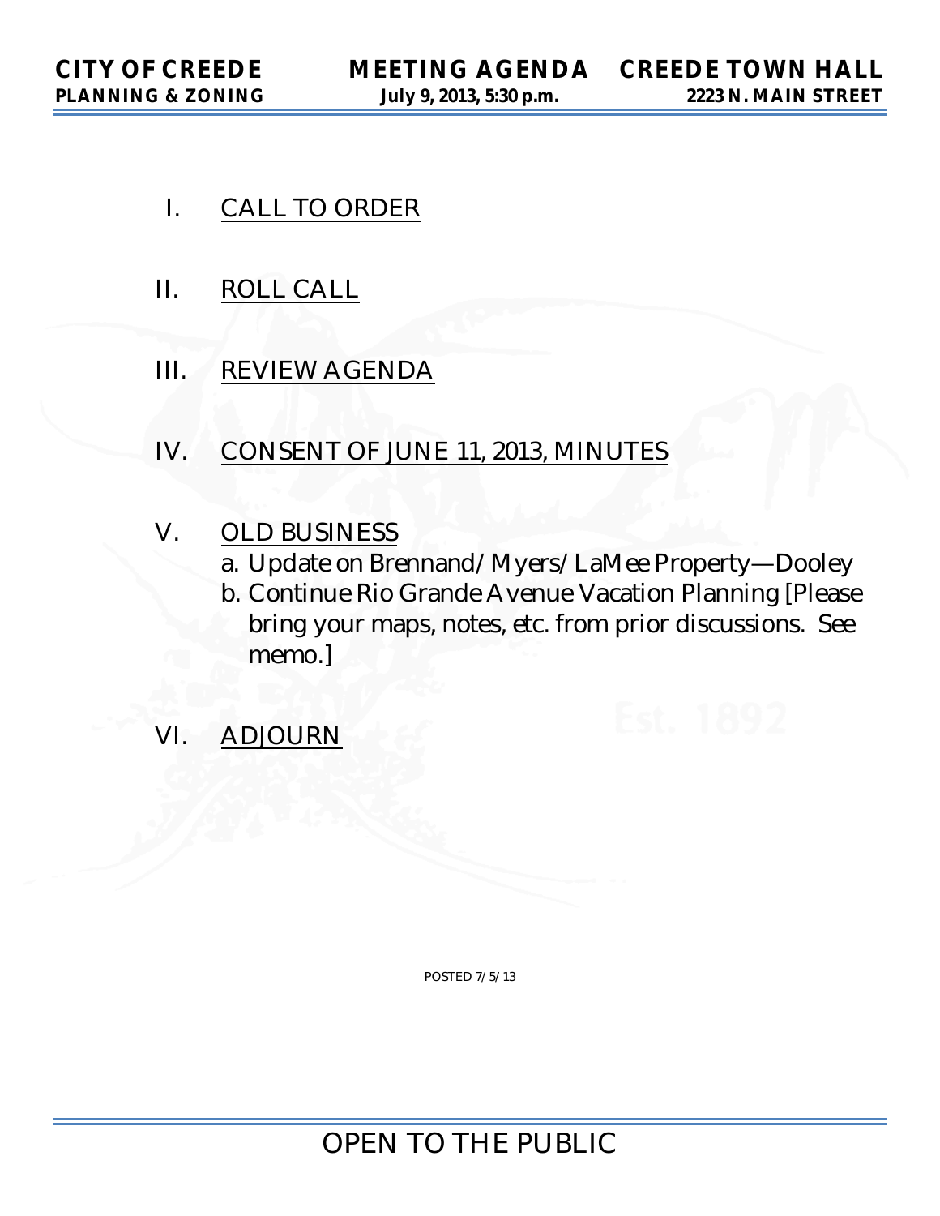**CITY OF CREEDE**
**PLANNING & ZONING**

**MEETING AGENDA**
**July 9, 2013, 5:30 p.m.**

**CREEDE TOWN HALL**
**2223 N. MAIN STREET**

I. CALL TO ORDER

II. ROLL CALL

III. REVIEW AGENDA

IV. CONSENT OF JUNE 11, 2013, MINUTES

V. OLD BUSINESS
   a. Update on Brennand/Myers/LaMee Property—Dooley
   b. Continue Rio Grande Avenue Vacation Planning [Please bring your maps, notes, etc. from prior discussions. See memo.]

VI. ADJOURN

POSTED 7/5/13

OPEN TO THE PUBLIC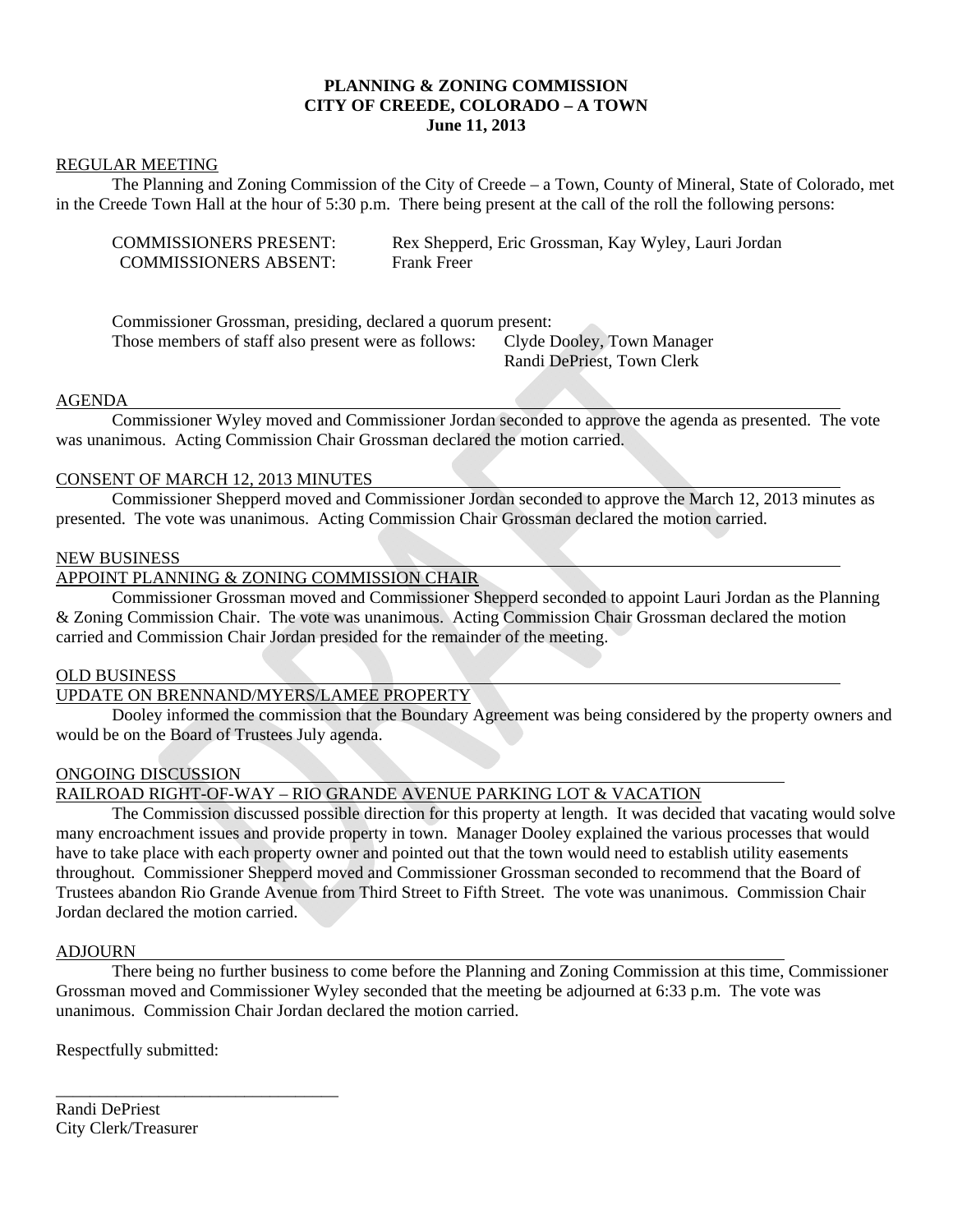**PLANNING & ZONING COMMISSION**
**CITY OF CREEDE, COLORADO – A TOWN**
**June 11, 2013**

REGULAR MEETING

The Planning and Zoning Commission of the City of Creede – a Town, County of Mineral, State of Colorado, met in the Creede Town Hall at the hour of 5:30 p.m. There being present at the call of the roll the following persons:

COMMISSIONERS PRESENT: Rex Shepperd, Eric Grossman, Kay Wyley, Lauri Jordan
COMMISSIONERS ABSENT: Frank Freer

Commissioner Grossman, presiding, declared a quorum present:
Those members of staff also present were as follows: Clyde Dooley, Town Manager
Randi DePriest, Town Clerk

AGENDA

Commissioner Wyley moved and Commissioner Jordan seconded to approve the agenda as presented. The vote was unanimous. Acting Commission Chair Grossman declared the motion carried.

CONSENT OF MARCH 12, 2013 MINUTES

Commissioner Shepperd moved and Commissioner Jordan seconded to approve the March 12, 2013 minutes as presented. The vote was unanimous. Acting Commission Chair Grossman declared the motion carried.

NEW BUSINESS

APPOINT PLANNING & ZONING COMMISSION CHAIR

Commissioner Grossman moved and Commissioner Shepperd seconded to appoint Lauri Jordan as the Planning & Zoning Commission Chair. The vote was unanimous. Acting Commission Chair Grossman declared the motion carried and Commission Chair Jordan presided for the remainder of the meeting.

OLD BUSINESS

UPDATE ON BRENNAND/MYERS/LAMEE PROPERTY

Dooley informed the commission that the Boundary Agreement was being considered by the property owners and would be on the Board of Trustees July agenda.

ONGOING DISCUSSION

RAILROAD RIGHT-OF-WAY – RIO GRANDE AVENUE PARKING LOT & VACATION

The Commission discussed possible direction for this property at length. It was decided that vacating would solve many encroachment issues and provide property in town. Manager Dooley explained the various processes that would have to take place with each property owner and pointed out that the town would need to establish utility easements throughout. Commissioner Shepperd moved and Commissioner Grossman seconded to recommend that the Board of Trustees abandon Rio Grande Avenue from Third Street to Fifth Street. The vote was unanimous. Commission Chair Jordan declared the motion carried.

ADJOURN

There being no further business to come before the Planning and Zoning Commission at this time, Commissioner Grossman moved and Commissioner Wyley seconded that the meeting be adjourned at 6:33 p.m. The vote was unanimous. Commission Chair Jordan declared the motion carried.

Respectfully submitted:

\_\_\_\_\_\_\_\_\_\_\_\_\_\_\_\_\_\_\_\_\_\_\_\_\_\_\_\_\_\_\_\_\_\_
Randi DePriest
City Clerk/Treasurer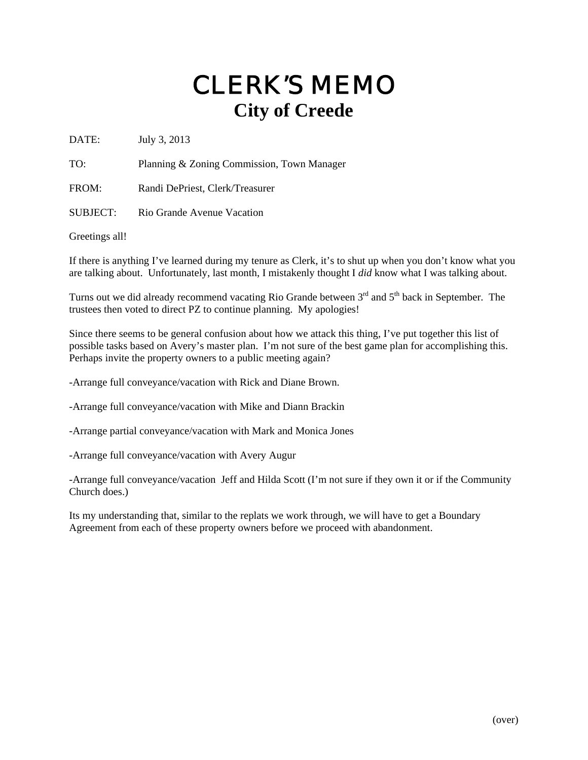# CLERK'S MEMO

## City of Creede

DATE: July 3, 2013

TO: Planning & Zoning Commission, Town Manager

FROM: Randi DePriest, Clerk/Treasurer

SUBJECT: Rio Grande Avenue Vacation

Greetings all!

If there is anything I've learned during my tenure as Clerk, it's to shut up when you don't know what you are talking about. Unfortunately, last month, I mistakenly thought I *did* know what I was talking about.

Turns out we did already recommend vacating Rio Grande between 3rd and 5th back in September. The trustees then voted to direct PZ to continue planning. My apologies!

Since there seems to be general confusion about how we attack this thing, I've put together this list of possible tasks based on Avery's master plan. I'm not sure of the best game plan for accomplishing this. Perhaps invite the property owners to a public meeting again?

-Arrange full conveyance/vacation with Rick and Diane Brown.

-Arrange full conveyance/vacation with Mike and Diann Brackin

-Arrange partial conveyance/vacation with Mark and Monica Jones

-Arrange full conveyance/vacation with Avery Augur

-Arrange full conveyance/vacation Jeff and Hilda Scott (I'm not sure if they own it or if the Community Church does.)

Its my understanding that, similar to the replats we work through, we will have to get a Boundary Agreement from each of these property owners before we proceed with abandonment.

(over)